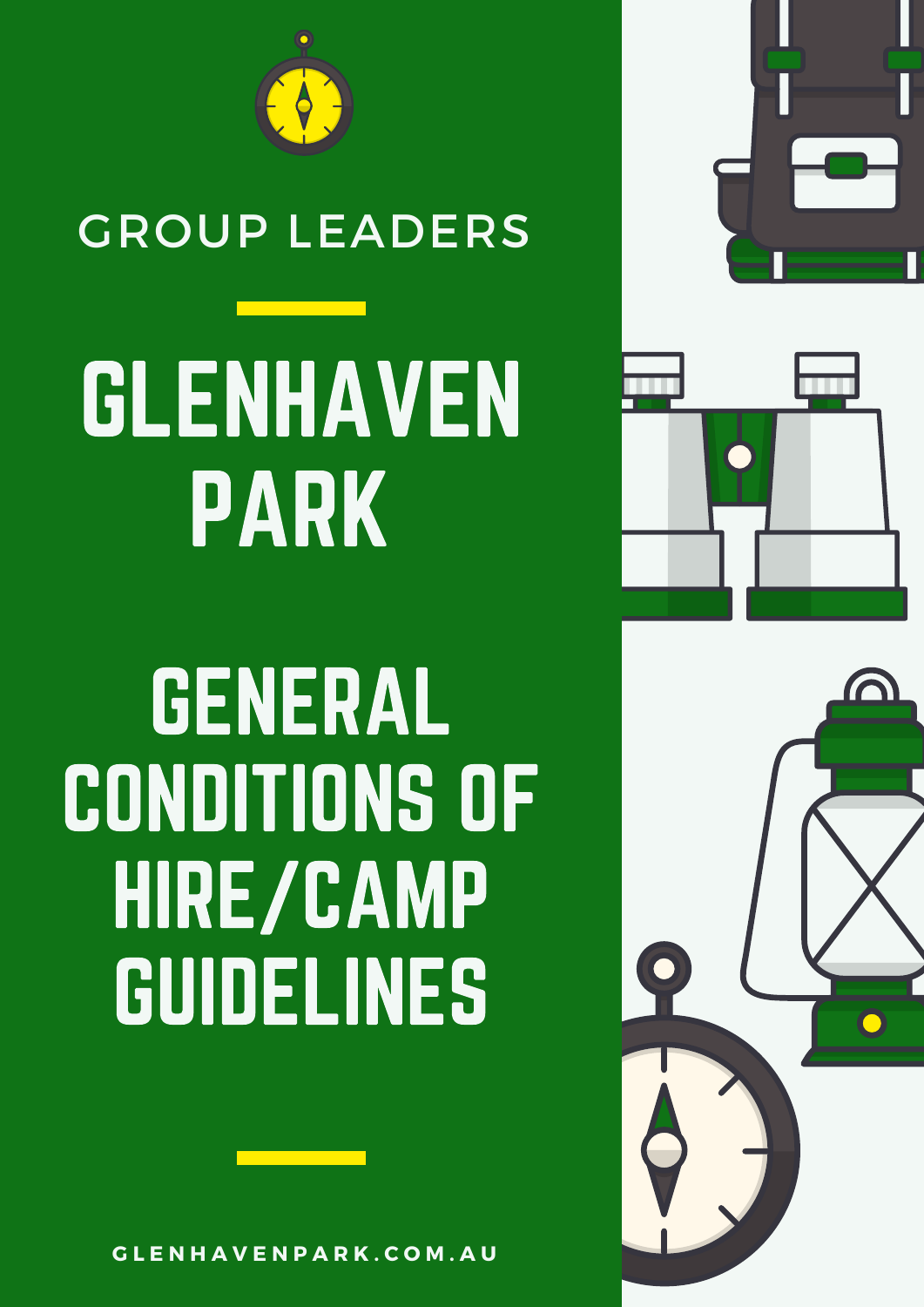GROUP LEADERS

# GLENHAVEN PARK

# GENERAL CONDITIONS OF HIRE/CAMP GUIDELINES

GLENHAVENPARK.COM.AU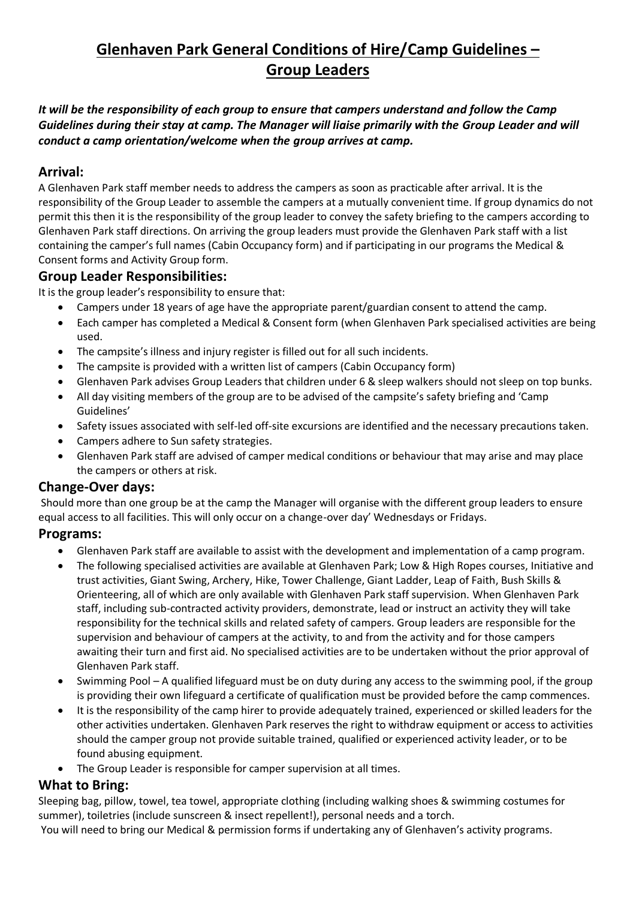# Glenhaven Park General Conditions of Hire/Camp Guidelines – Group Leaders

***It will be the responsibility of each group to ensure that campers understand and follow the Camp Guidelines during their stay at camp. The Manager will liaise primarily with the Group Leader and will conduct a camp orientation/welcome when the group arrives at camp.***

## Arrival:

A Glenhaven Park staff member needs to address the campers as soon as practicable after arrival. It is the responsibility of the Group Leader to assemble the campers at a mutually convenient time. If group dynamics do not permit this then it is the responsibility of the group leader to convey the safety briefing to the campers according to Glenhaven Park staff directions. On arriving the group leaders must provide the Glenhaven Park staff with a list containing the camper's full names (Cabin Occupancy form) and if participating in our programs the Medical & Consent forms and Activity Group form.

## Group Leader Responsibilities:

It is the group leader's responsibility to ensure that:

- Campers under 18 years of age have the appropriate parent/guardian consent to attend the camp.
- Each camper has completed a Medical & Consent form (when Glenhaven Park specialised activities are being used.
- The campsite's illness and injury register is filled out for all such incidents.
- The campsite is provided with a written list of campers (Cabin Occupancy form)
- Glenhaven Park advises Group Leaders that children under 6 & sleep walkers should not sleep on top bunks.
- All day visiting members of the group are to be advised of the campsite's safety briefing and 'Camp Guidelines'
- Safety issues associated with self-led off-site excursions are identified and the necessary precautions taken.
- Campers adhere to Sun safety strategies.
- Glenhaven Park staff are advised of camper medical conditions or behaviour that may arise and may place the campers or others at risk.

## Change-Over days:

Should more than one group be at the camp the Manager will organise with the different group leaders to ensure equal access to all facilities. This will only occur on a change-over day' Wednesdays or Fridays.

## Programs:

- Glenhaven Park staff are available to assist with the development and implementation of a camp program.
- The following specialised activities are available at Glenhaven Park; Low & High Ropes courses, Initiative and trust activities, Giant Swing, Archery, Hike, Tower Challenge, Giant Ladder, Leap of Faith, Bush Skills & Orienteering, all of which are only available with Glenhaven Park staff supervision. When Glenhaven Park staff, including sub-contracted activity providers, demonstrate, lead or instruct an activity they will take responsibility for the technical skills and related safety of campers. Group leaders are responsible for the supervision and behaviour of campers at the activity, to and from the activity and for those campers awaiting their turn and first aid. No specialised activities are to be undertaken without the prior approval of Glenhaven Park staff.
- Swimming Pool – A qualified lifeguard must be on duty during any access to the swimming pool, if the group is providing their own lifeguard a certificate of qualification must be provided before the camp commences.
- It is the responsibility of the camp hirer to provide adequately trained, experienced or skilled leaders for the other activities undertaken. Glenhaven Park reserves the right to withdraw equipment or access to activities should the camper group not provide suitable trained, qualified or experienced activity leader, or to be found abusing equipment.
- The Group Leader is responsible for camper supervision at all times.

## What to Bring:

Sleeping bag, pillow, towel, tea towel, appropriate clothing (including walking shoes & swimming costumes for summer), toiletries (include sunscreen & insect repellent!), personal needs and a torch.

You will need to bring our Medical & permission forms if undertaking any of Glenhaven's activity programs.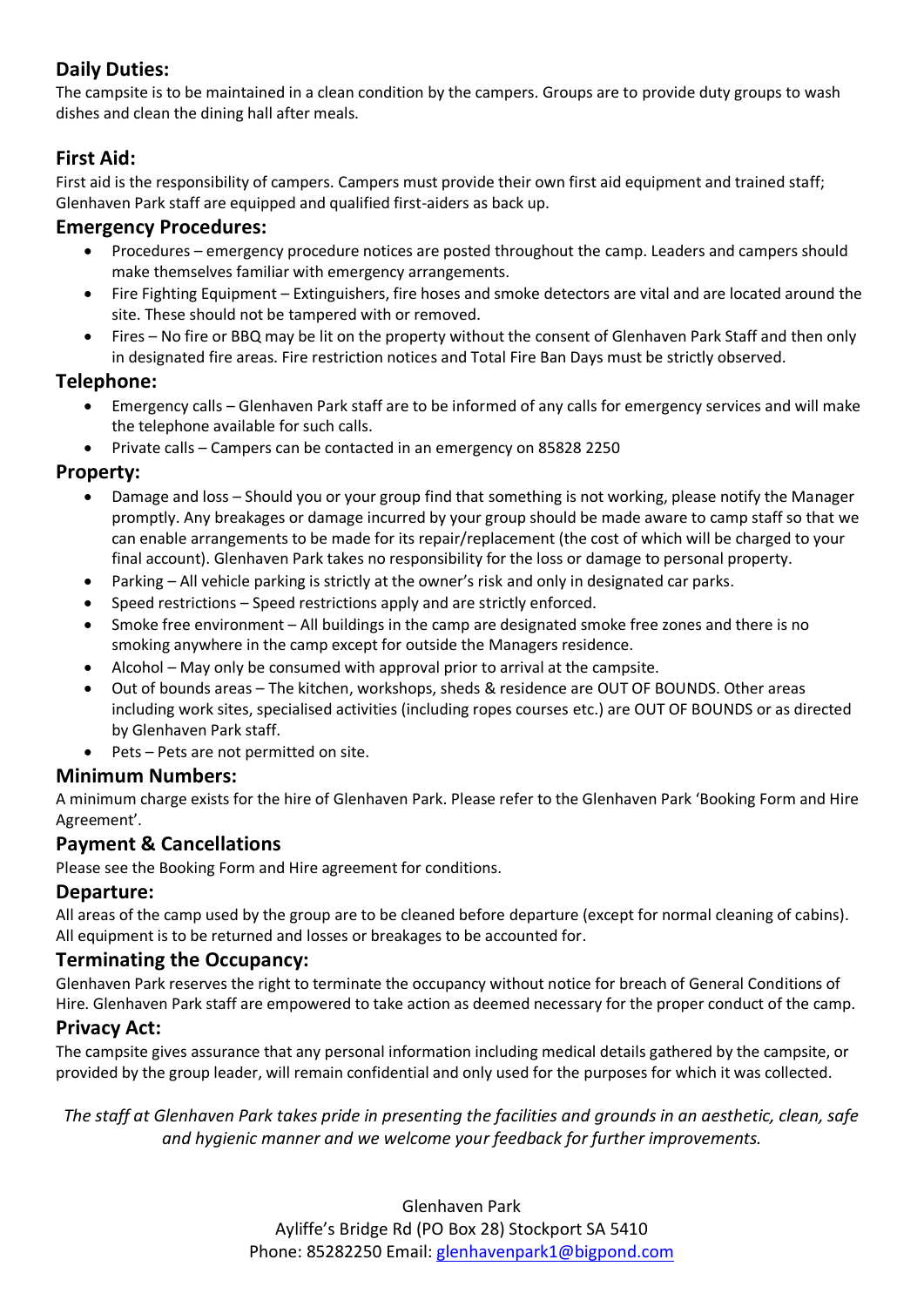## Daily Duties:

The campsite is to be maintained in a clean condition by the campers. Groups are to provide duty groups to wash dishes and clean the dining hall after meals.

## First Aid:

First aid is the responsibility of campers. Campers must provide their own first aid equipment and trained staff; Glenhaven Park staff are equipped and qualified first-aiders as back up.

## Emergency Procedures:

- Procedures – emergency procedure notices are posted throughout the camp. Leaders and campers should make themselves familiar with emergency arrangements.
- Fire Fighting Equipment – Extinguishers, fire hoses and smoke detectors are vital and are located around the site. These should not be tampered with or removed.
- Fires – No fire or BBQ may be lit on the property without the consent of Glenhaven Park Staff and then only in designated fire areas. Fire restriction notices and Total Fire Ban Days must be strictly observed.

## Telephone:

- Emergency calls – Glenhaven Park staff are to be informed of any calls for emergency services and will make the telephone available for such calls.
- Private calls – Campers can be contacted in an emergency on 85828 2250

## Property:

- Damage and loss – Should you or your group find that something is not working, please notify the Manager promptly. Any breakages or damage incurred by your group should be made aware to camp staff so that we can enable arrangements to be made for its repair/replacement (the cost of which will be charged to your final account). Glenhaven Park takes no responsibility for the loss or damage to personal property.
- Parking – All vehicle parking is strictly at the owner's risk and only in designated car parks.
- Speed restrictions – Speed restrictions apply and are strictly enforced.
- Smoke free environment – All buildings in the camp are designated smoke free zones and there is no smoking anywhere in the camp except for outside the Managers residence.
- Alcohol – May only be consumed with approval prior to arrival at the campsite.
- Out of bounds areas – The kitchen, workshops, sheds & residence are OUT OF BOUNDS. Other areas including work sites, specialised activities (including ropes courses etc.) are OUT OF BOUNDS or as directed by Glenhaven Park staff.
- Pets – Pets are not permitted on site.

## Minimum Numbers:

A minimum charge exists for the hire of Glenhaven Park. Please refer to the Glenhaven Park 'Booking Form and Hire Agreement'.

## Payment & Cancellations

Please see the Booking Form and Hire agreement for conditions.

## Departure:

All areas of the camp used by the group are to be cleaned before departure (except for normal cleaning of cabins). All equipment is to be returned and losses or breakages to be accounted for.

## Terminating the Occupancy:

Glenhaven Park reserves the right to terminate the occupancy without notice for breach of General Conditions of Hire. Glenhaven Park staff are empowered to take action as deemed necessary for the proper conduct of the camp.

## Privacy Act:

The campsite gives assurance that any personal information including medical details gathered by the campsite, or provided by the group leader, will remain confidential and only used for the purposes for which it was collected.

*The staff at Glenhaven Park takes pride in presenting the facilities and grounds in an aesthetic, clean, safe and hygienic manner and we welcome your feedback for further improvements.*

Glenhaven Park
Ayliffe's Bridge Rd (PO Box 28) Stockport SA 5410
Phone: 85282250 Email: glenhavenpark1@bigpond.com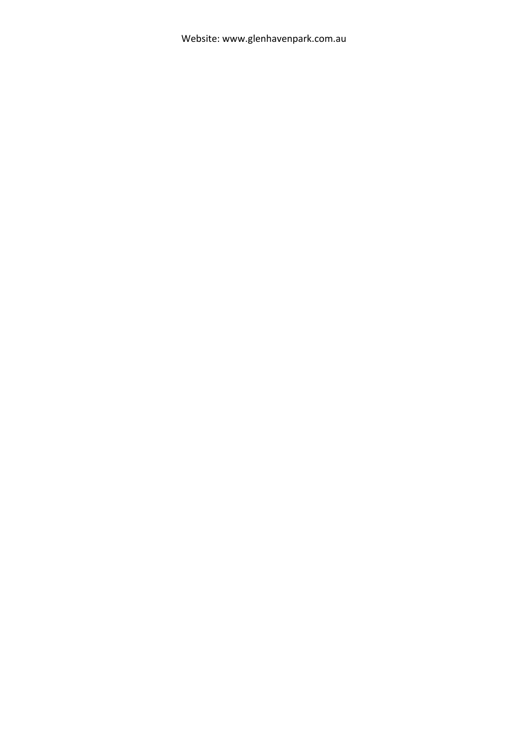Website: www.glenhavenpark.com.au